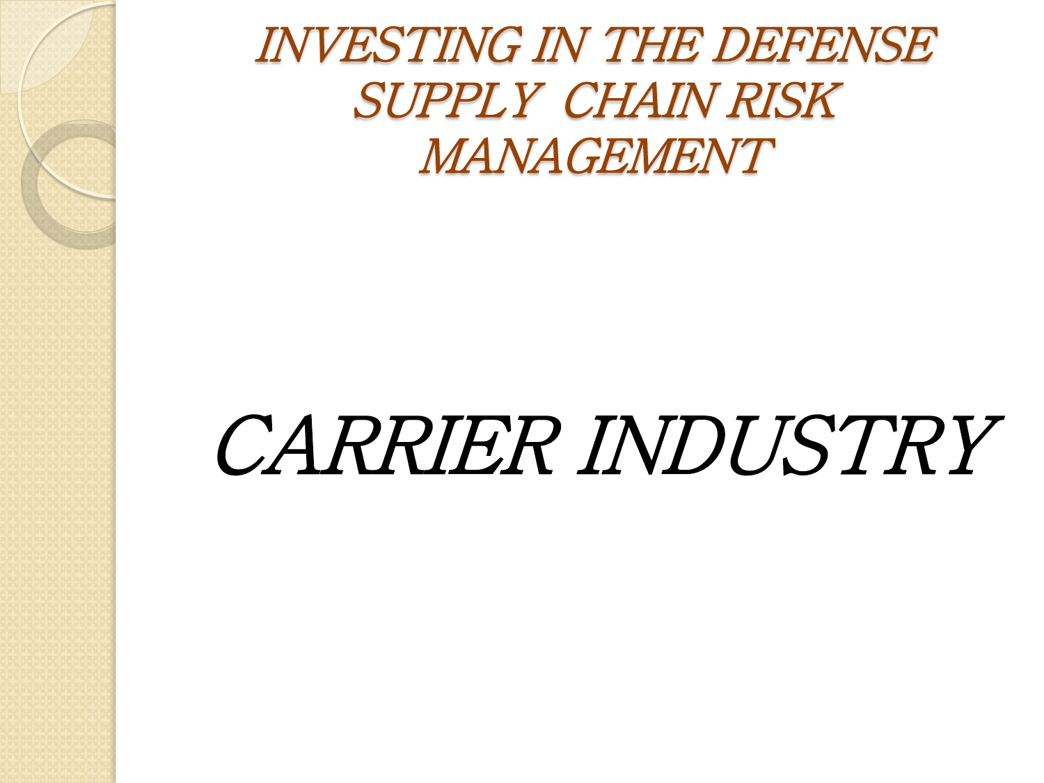# *INVESTING IN THE DEFENSE SUPPLY CHAIN RISK MANAGEMENT*

## *CARRIER INDUSTRY*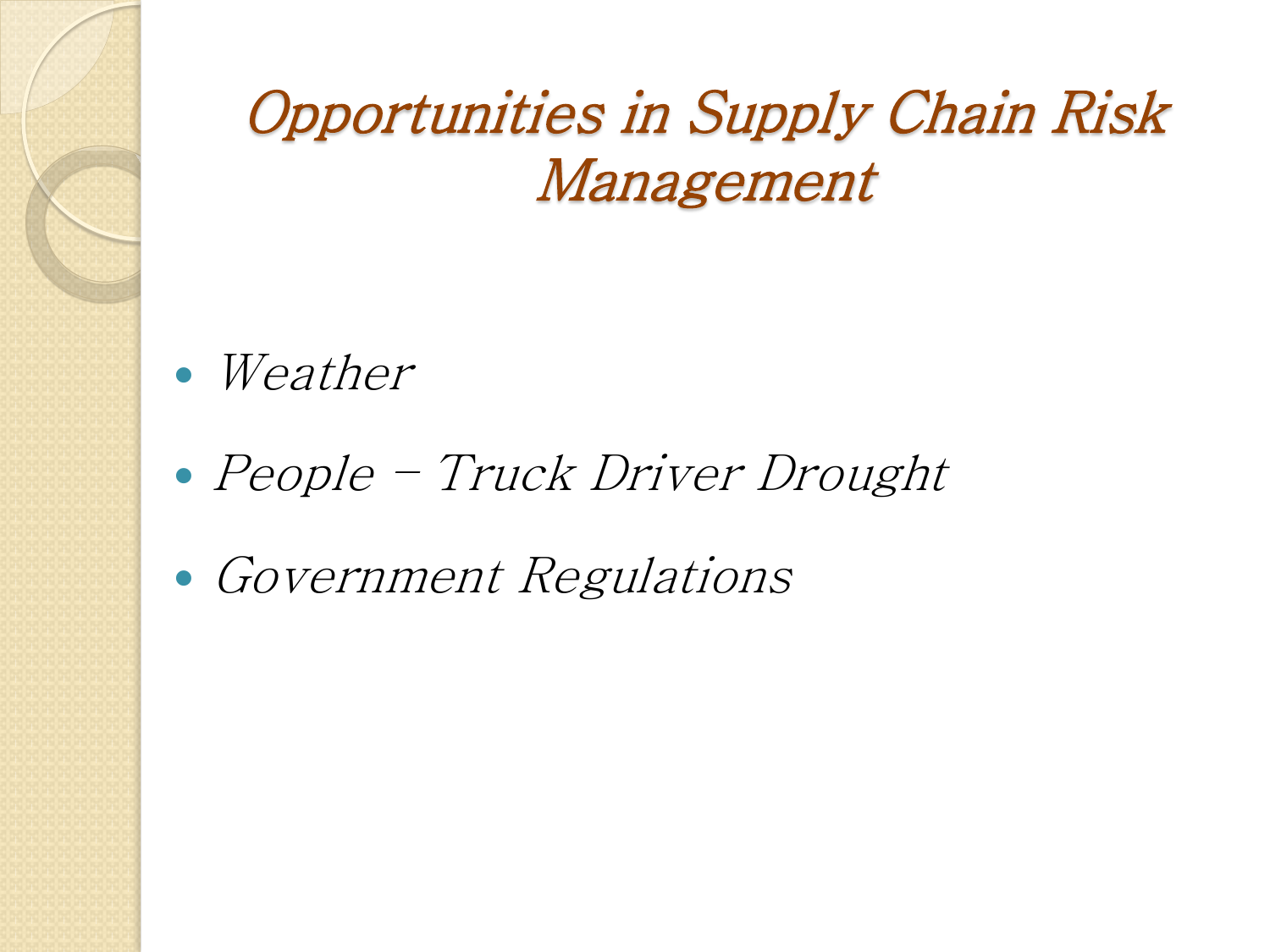# *Opportunities in Supply Chain Risk Management*

- *Weather*
- *People – Truck Driver Drought*
- *Government Regulations*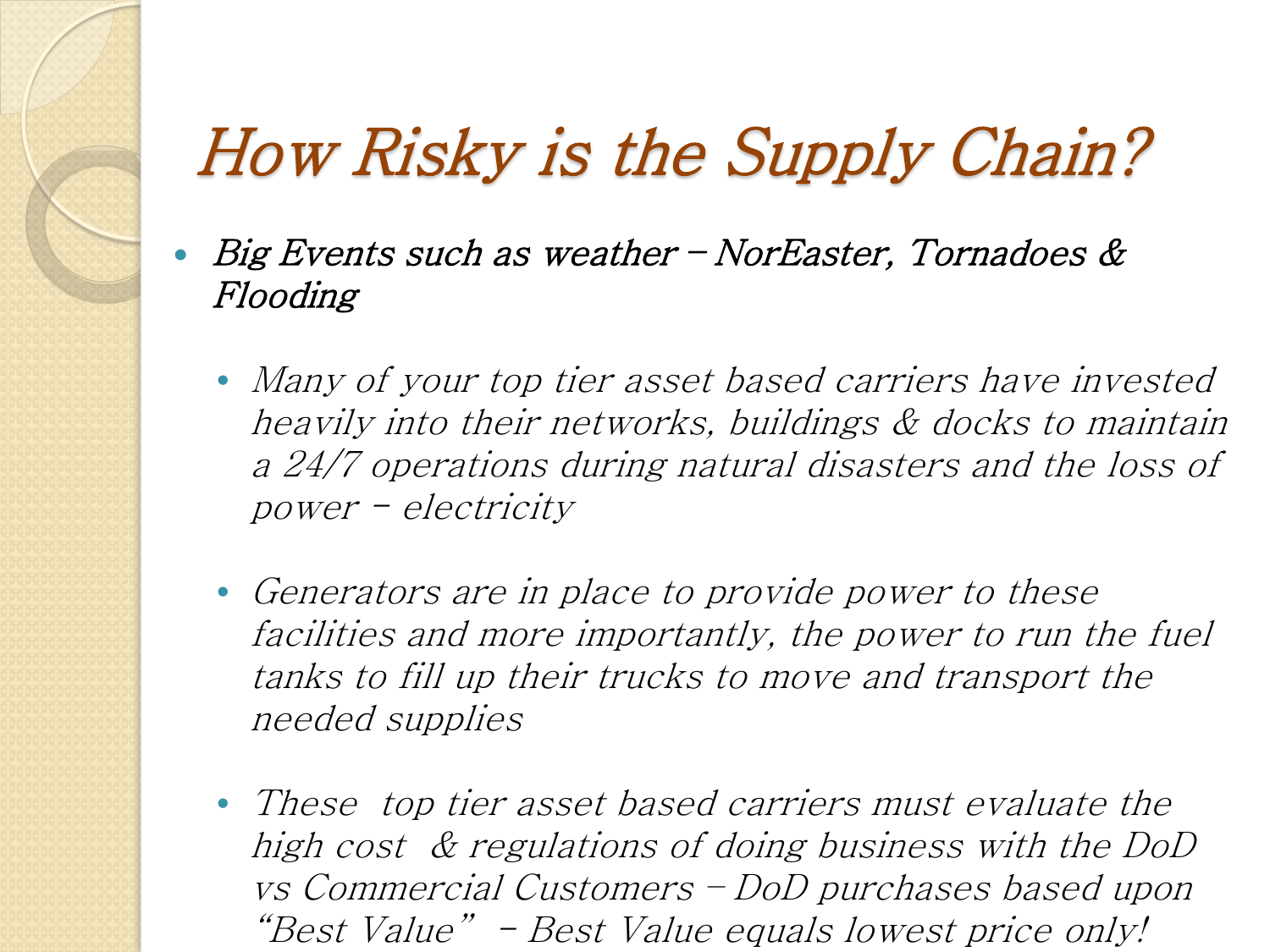# How Risky is the Supply Chain?

- *Big Events such as weather – NorEaster, Tornadoes & Flooding*
  - *Many of your top tier asset based carriers have invested heavily into their networks, buildings & docks to maintain a 24/7 operations during natural disasters and the loss of power - electricity*
  - *Generators are in place to provide power to these facilities and more importantly, the power to run the fuel tanks to fill up their trucks to move and transport the needed supplies*
  - *These top tier asset based carriers must evaluate the high cost & regulations of doing business with the DoD vs Commercial Customers – DoD purchases based upon "Best Value" - Best Value equals lowest price only!*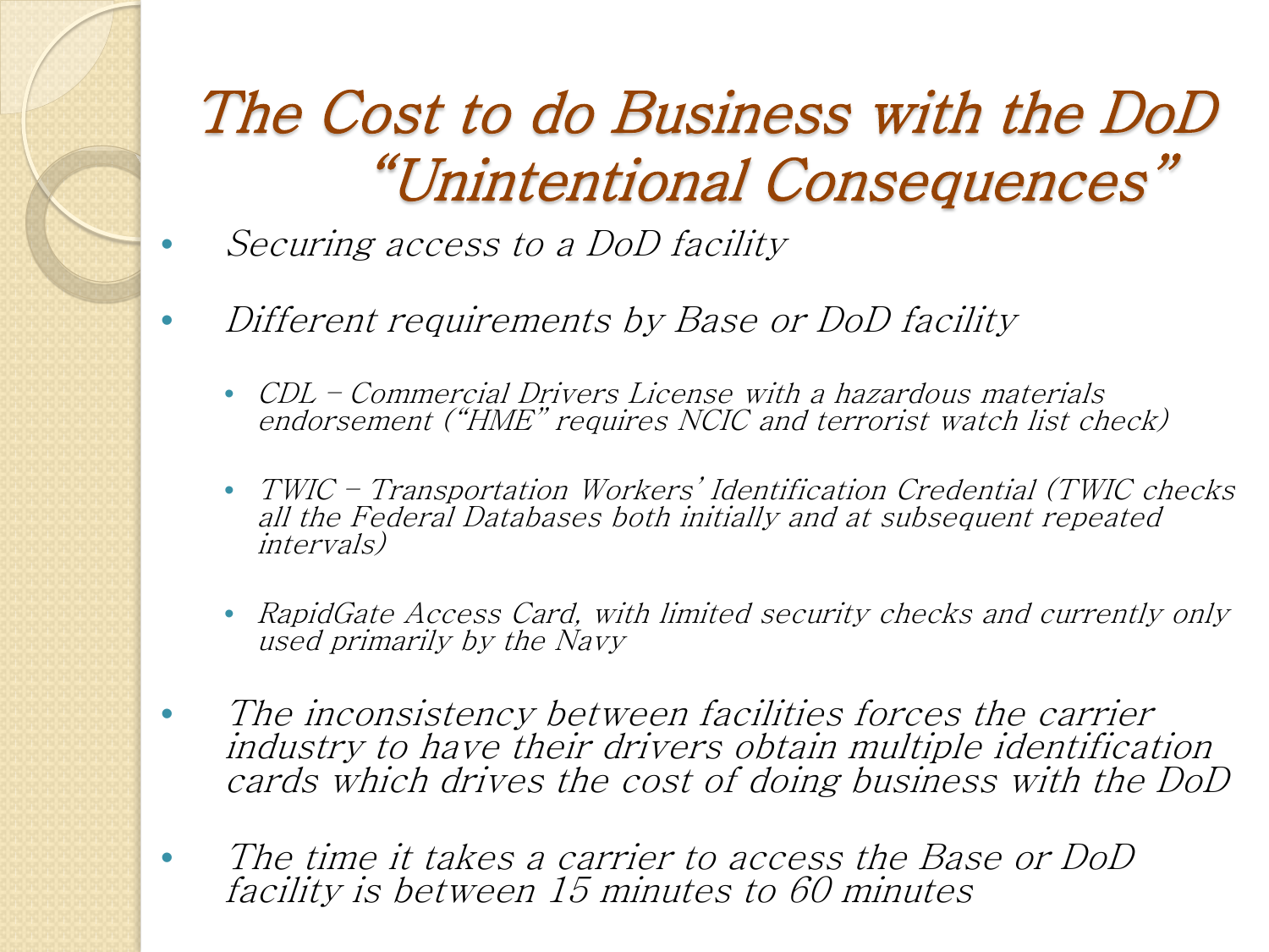# *The Cost to do Business with the DoD "Unintentional Consequences"*

- *Securing access to a DoD facility*
- *Different requirements by Base or DoD facility*
  - *CDL – Commercial Drivers License with a hazardous materials endorsement ("HME" requires NCIC and terrorist watch list check)*
  - *TWIC – Transportation Workers' Identification Credential (TWIC checks all the Federal Databases both initially and at subsequent repeated intervals)*
  - *RapidGate Access Card, with limited security checks and currently only used primarily by the Navy*
- *The inconsistency between facilities forces the carrier industry to have their drivers obtain multiple identification cards which drives the cost of doing business with the DoD*
- *The time it takes a carrier to access the Base or DoD facility is between 15 minutes to 60 minutes*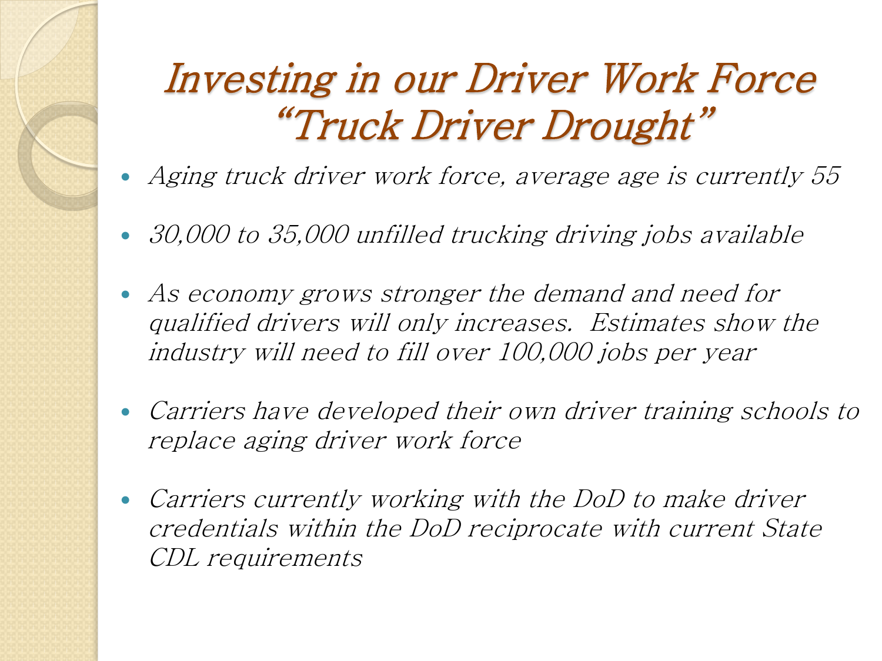# *Investing in our Driver Work Force "Truck Driver Drought"*

- *Aging truck driver work force, average age is currently 55*
- *30,000 to 35,000 unfilled trucking driving jobs available*
- *As economy grows stronger the demand and need for qualified drivers will only increases. Estimates show the industry will need to fill over 100,000 jobs per year*
- *Carriers have developed their own driver training schools to replace aging driver work force*
- *Carriers currently working with the DoD to make driver credentials within the DoD reciprocate with current State CDL requirements*